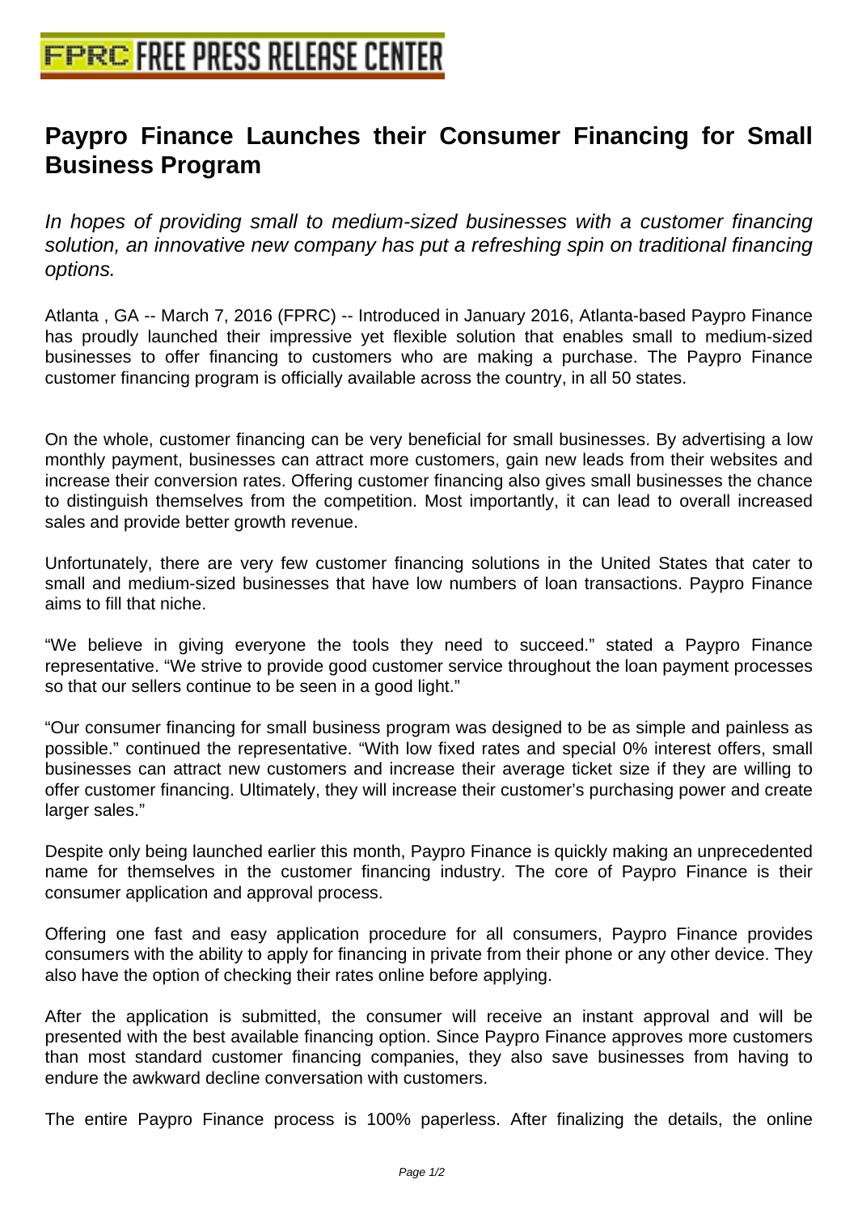# Paypro Finance Launches their Consumer Financing for Small Business Program

*In hopes of providing small to medium-sized businesses with a customer financing solution, an innovative new company has put a refreshing spin on traditional financing options.*

Atlanta , GA -- March 7, 2016 (FPRC) -- Introduced in January 2016, Atlanta-based Paypro Finance has proudly launched their impressive yet flexible solution that enables small to medium-sized businesses to offer financing to customers who are making a purchase. The Paypro Finance customer financing program is officially available across the country, in all 50 states.

On the whole, customer financing can be very beneficial for small businesses. By advertising a low monthly payment, businesses can attract more customers, gain new leads from their websites and increase their conversion rates. Offering customer financing also gives small businesses the chance to distinguish themselves from the competition. Most importantly, it can lead to overall increased sales and provide better growth revenue.

Unfortunately, there are very few customer financing solutions in the United States that cater to small and medium-sized businesses that have low numbers of loan transactions. Paypro Finance aims to fill that niche.

“We believe in giving everyone the tools they need to succeed.” stated a Paypro Finance representative. “We strive to provide good customer service throughout the loan payment processes so that our sellers continue to be seen in a good light.”

“Our consumer financing for small business program was designed to be as simple and painless as possible.” continued the representative. “With low fixed rates and special 0% interest offers, small businesses can attract new customers and increase their average ticket size if they are willing to offer customer financing. Ultimately, they will increase their customer’s purchasing power and create larger sales.”

Despite only being launched earlier this month, Paypro Finance is quickly making an unprecedented name for themselves in the customer financing industry. The core of Paypro Finance is their consumer application and approval process.

Offering one fast and easy application procedure for all consumers, Paypro Finance provides consumers with the ability to apply for financing in private from their phone or any other device. They also have the option of checking their rates online before applying.

After the application is submitted, the consumer will receive an instant approval and will be presented with the best available financing option. Since Paypro Finance approves more customers than most standard customer financing companies, they also save businesses from having to endure the awkward decline conversation with customers.

The entire Paypro Finance process is 100% paperless. After finalizing the details, the online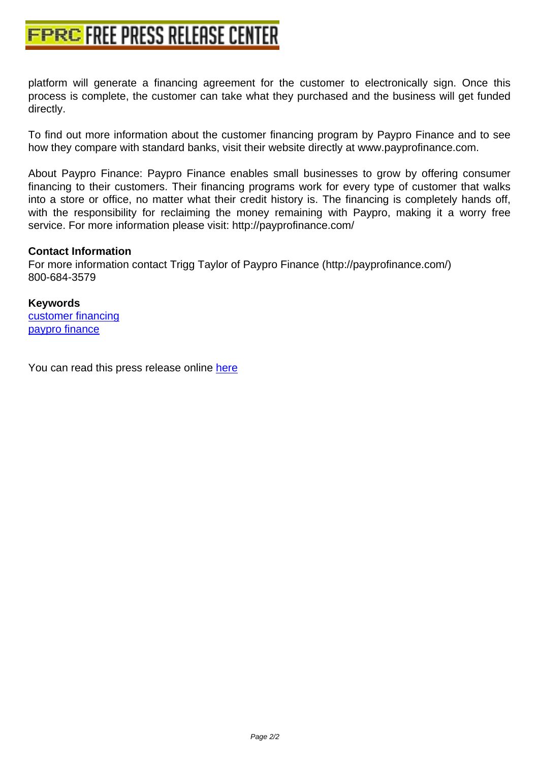platform will generate a financing agreement for the customer to electronically sign. Once this process is complete, the customer can take what they purchased and the business will get funded directly.

To find out more information about the customer financing program by Paypro Finance and to see how they compare with standard banks, visit their website directly at www.payprofinance.com.

About Paypro Finance: Paypro Finance enables small businesses to grow by offering consumer financing to their customers. Their financing programs work for every type of customer that walks into a store or office, no matter what their credit history is. The financing is completely hands off, with the responsibility for reclaiming the money remaining with Paypro, making it a worry free service. For more information please visit: http://payprofinance.com/

**Contact Information**
For more information contact Trigg Taylor of Paypro Finance (http://payprofinance.com/)
800-684-3579

**Keywords**
customer financing
paypro finance

You can read this press release online here